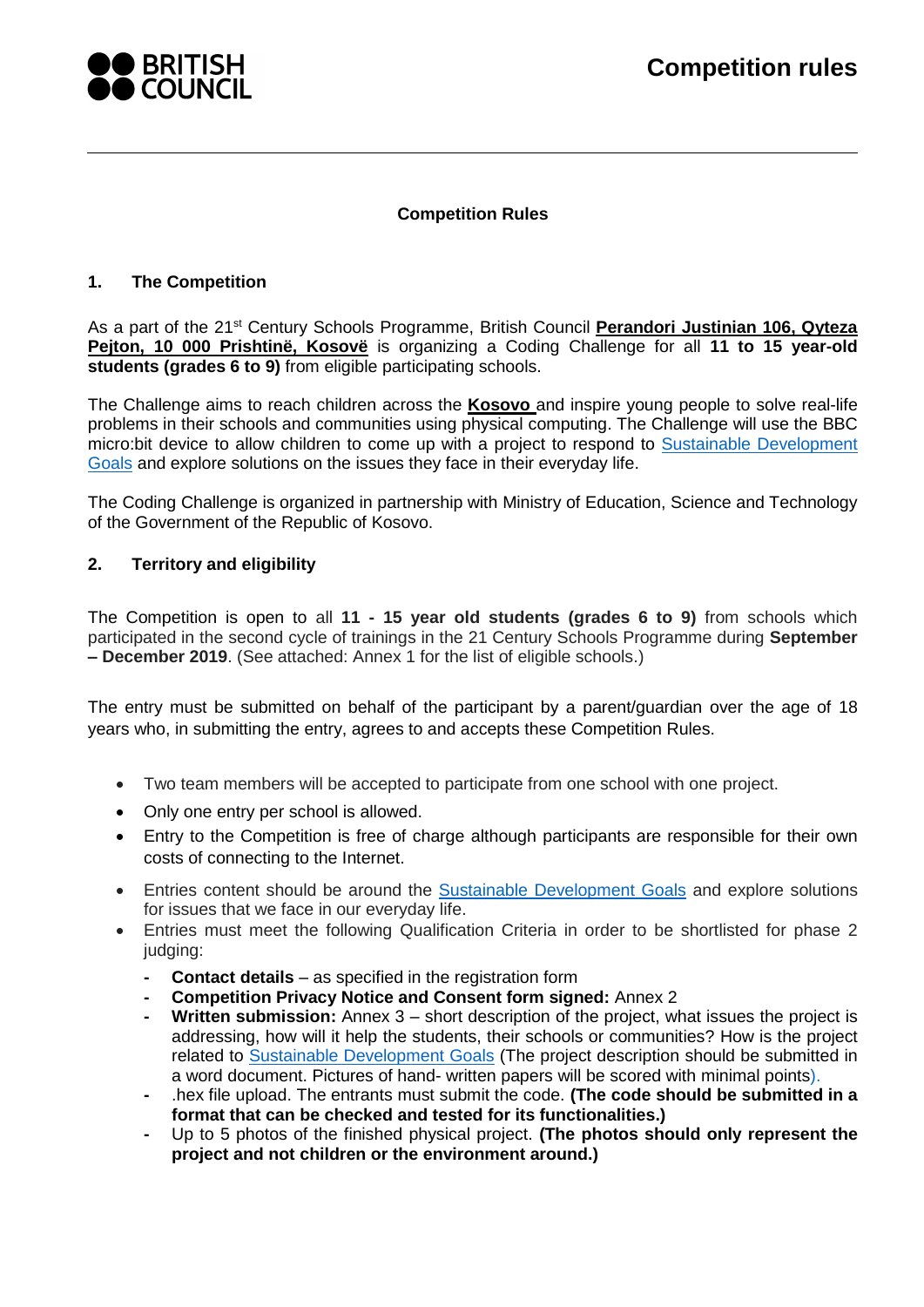# Competition rules

**Competition Rules**

## 1. The Competition

As a part of the 21st Century Schools Programme, British Council **Perandori Justinian 106, Qyteza Pejton, 10 000 Prishtinë, Kosovë** is organizing a Coding Challenge for all **11 to 15 year-old students (grades 6 to 9)** from eligible participating schools.

The Challenge aims to reach children across the **Kosovo** and inspire young people to solve real-life problems in their schools and communities using physical computing. The Challenge will use the BBC micro:bit device to allow children to come up with a project to respond to Sustainable Development Goals and explore solutions on the issues they face in their everyday life.

The Coding Challenge is organized in partnership with Ministry of Education, Science and Technology of the Government of the Republic of Kosovo.

## 2. Territory and eligibility

The Competition is open to all **11 - 15 year old students (grades 6 to 9)** from schools which participated in the second cycle of trainings in the 21 Century Schools Programme during **September – December 2019**. (See attached: Annex 1 for the list of eligible schools.)

The entry must be submitted on behalf of the participant by a parent/guardian over the age of 18 years who, in submitting the entry, agrees to and accepts these Competition Rules.

- Two team members will be accepted to participate from one school with one project.
- Only one entry per school is allowed.
- Entry to the Competition is free of charge although participants are responsible for their own costs of connecting to the Internet.
- Entries content should be around the Sustainable Development Goals and explore solutions for issues that we face in our everyday life.
- Entries must meet the following Qualification Criteria in order to be shortlisted for phase 2 judging:
  - **Contact details** – as specified in the registration form
  - **Competition Privacy Notice and Consent form signed:** Annex 2
  - **Written submission:** Annex 3 – short description of the project, what issues the project is addressing, how will it help the students, their schools or communities? How is the project related to Sustainable Development Goals (The project description should be submitted in a word document. Pictures of hand- written papers will be scored with minimal points).
  - .hex file upload. The entrants must submit the code. **(The code should be submitted in a format that can be checked and tested for its functionalities.)**
  - Up to 5 photos of the finished physical project. **(The photos should only represent the project and not children or the environment around.)**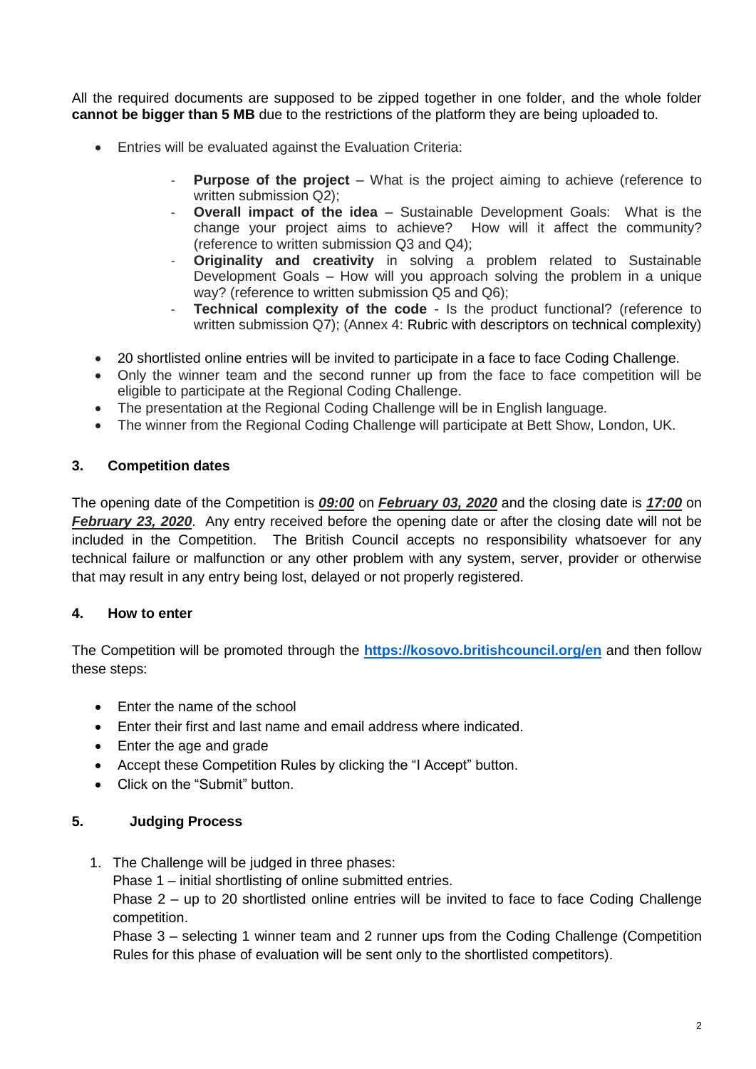All the required documents are supposed to be zipped together in one folder, and the whole folder **cannot be bigger than 5 MB** due to the restrictions of the platform they are being uploaded to.

- Entries will be evaluated against the Evaluation Criteria:
  - **Purpose of the project** – What is the project aiming to achieve (reference to written submission Q2);
  - **Overall impact of the idea** – Sustainable Development Goals: What is the change your project aims to achieve? How will it affect the community? (reference to written submission Q3 and Q4);
  - **Originality and creativity** in solving a problem related to Sustainable Development Goals – How will you approach solving the problem in a unique way? (reference to written submission Q5 and Q6);
  - **Technical complexity of the code** - Is the product functional? (reference to written submission Q7); (Annex 4: Rubric with descriptors on technical complexity)
- 20 shortlisted online entries will be invited to participate in a face to face Coding Challenge.
- Only the winner team and the second runner up from the face to face competition will be eligible to participate at the Regional Coding Challenge.
- The presentation at the Regional Coding Challenge will be in English language.
- The winner from the Regional Coding Challenge will participate at Bett Show, London, UK.

## 3. Competition dates

The opening date of the Competition is ***09:00*** on ***February 03, 2020*** and the closing date is ***17:00*** on ***February 23, 2020***. Any entry received before the opening date or after the closing date will not be included in the Competition. The British Council accepts no responsibility whatsoever for any technical failure or malfunction or any other problem with any system, server, provider or otherwise that may result in any entry being lost, delayed or not properly registered.

## 4. How to enter

The Competition will be promoted through the **[https://kosovo.britishcouncil.org/en](https://kosovo.britishcouncil.org/en)** and then follow these steps:

- Enter the name of the school
- Enter their first and last name and email address where indicated.
- Enter the age and grade
- Accept these Competition Rules by clicking the "I Accept" button.
- Click on the "Submit" button.

## 5. Judging Process

1. The Challenge will be judged in three phases:
   Phase 1 – initial shortlisting of online submitted entries.
   Phase 2 – up to 20 shortlisted online entries will be invited to face to face Coding Challenge competition.
   Phase 3 – selecting 1 winner team and 2 runner ups from the Coding Challenge (Competition Rules for this phase of evaluation will be sent only to the shortlisted competitors).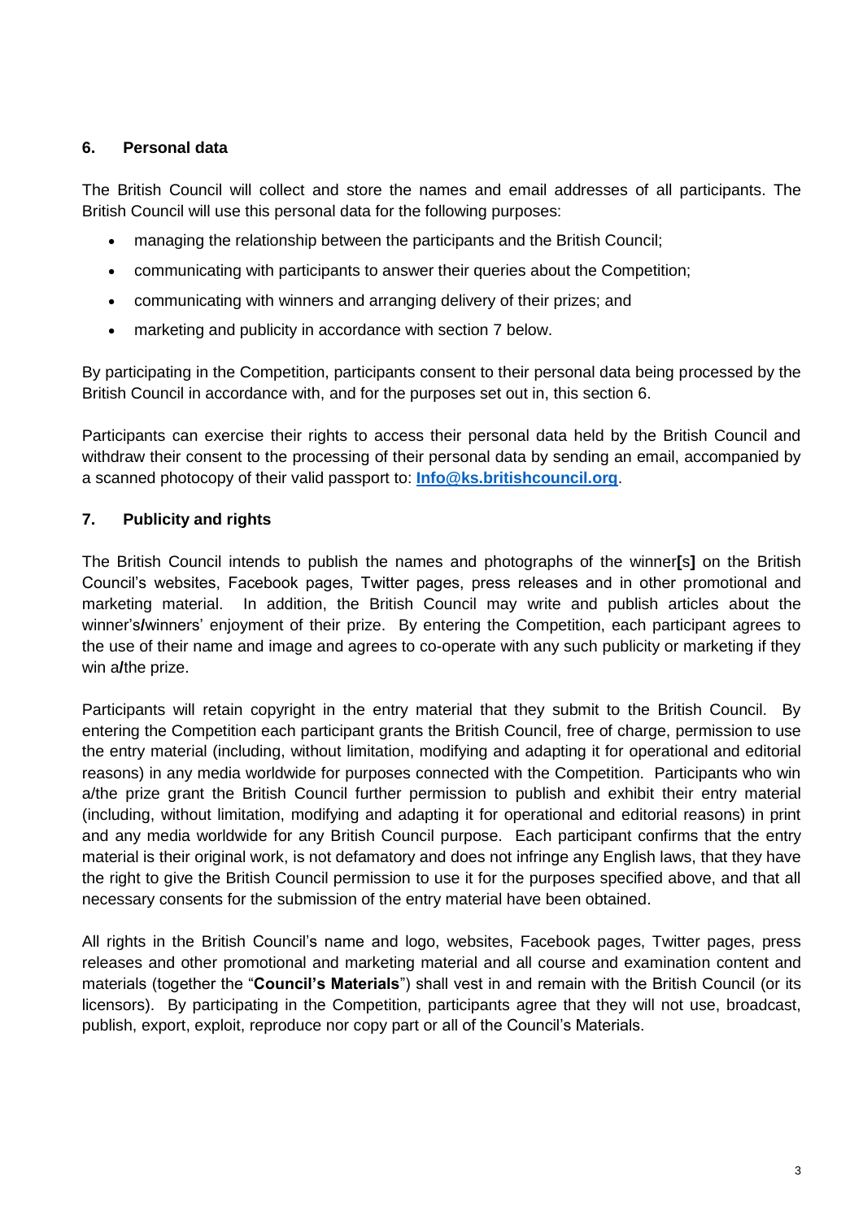## 6. Personal data

The British Council will collect and store the names and email addresses of all participants. The British Council will use this personal data for the following purposes:

- managing the relationship between the participants and the British Council;
- communicating with participants to answer their queries about the Competition;
- communicating with winners and arranging delivery of their prizes; and
- marketing and publicity in accordance with section 7 below.

By participating in the Competition, participants consent to their personal data being processed by the British Council in accordance with, and for the purposes set out in, this section 6.

Participants can exercise their rights to access their personal data held by the British Council and withdraw their consent to the processing of their personal data by sending an email, accompanied by a scanned photocopy of their valid passport to: **Info@ks.britishcouncil.org**.

## 7. Publicity and rights

The British Council intends to publish the names and photographs of the winner**[**s**]** on the British Council's websites, Facebook pages, Twitter pages, press releases and in other promotional and marketing material. In addition, the British Council may write and publish articles about the winner's**/**winners' enjoyment of their prize. By entering the Competition, each participant agrees to the use of their name and image and agrees to co-operate with any such publicity or marketing if they win a**/**the prize.

Participants will retain copyright in the entry material that they submit to the British Council. By entering the Competition each participant grants the British Council, free of charge, permission to use the entry material (including, without limitation, modifying and adapting it for operational and editorial reasons) in any media worldwide for purposes connected with the Competition. Participants who win a/the prize grant the British Council further permission to publish and exhibit their entry material (including, without limitation, modifying and adapting it for operational and editorial reasons) in print and any media worldwide for any British Council purpose. Each participant confirms that the entry material is their original work, is not defamatory and does not infringe any English laws, that they have the right to give the British Council permission to use it for the purposes specified above, and that all necessary consents for the submission of the entry material have been obtained.

All rights in the British Council's name and logo, websites, Facebook pages, Twitter pages, press releases and other promotional and marketing material and all course and examination content and materials (together the "**Council's Materials**") shall vest in and remain with the British Council (or its licensors). By participating in the Competition, participants agree that they will not use, broadcast, publish, export, exploit, reproduce nor copy part or all of the Council's Materials.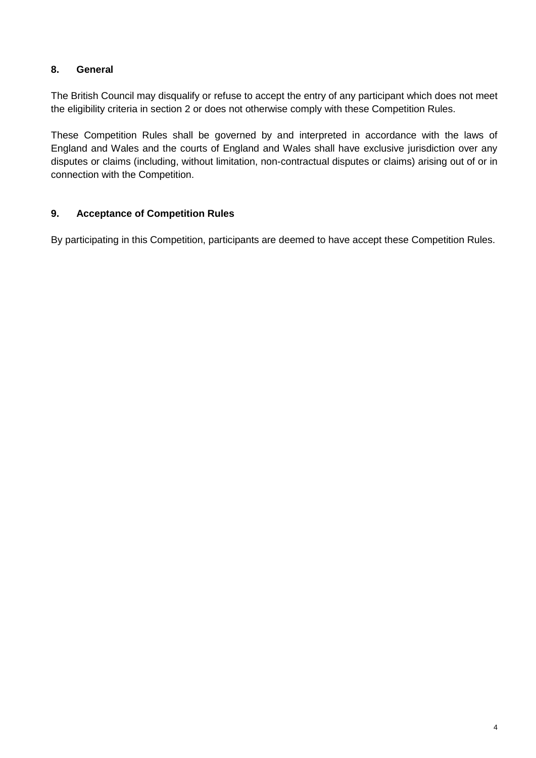## 8. General

The British Council may disqualify or refuse to accept the entry of any participant which does not meet the eligibility criteria in section 2 or does not otherwise comply with these Competition Rules.

These Competition Rules shall be governed by and interpreted in accordance with the laws of England and Wales and the courts of England and Wales shall have exclusive jurisdiction over any disputes or claims (including, without limitation, non-contractual disputes or claims) arising out of or in connection with the Competition.

## 9. Acceptance of Competition Rules

By participating in this Competition, participants are deemed to have accept these Competition Rules.